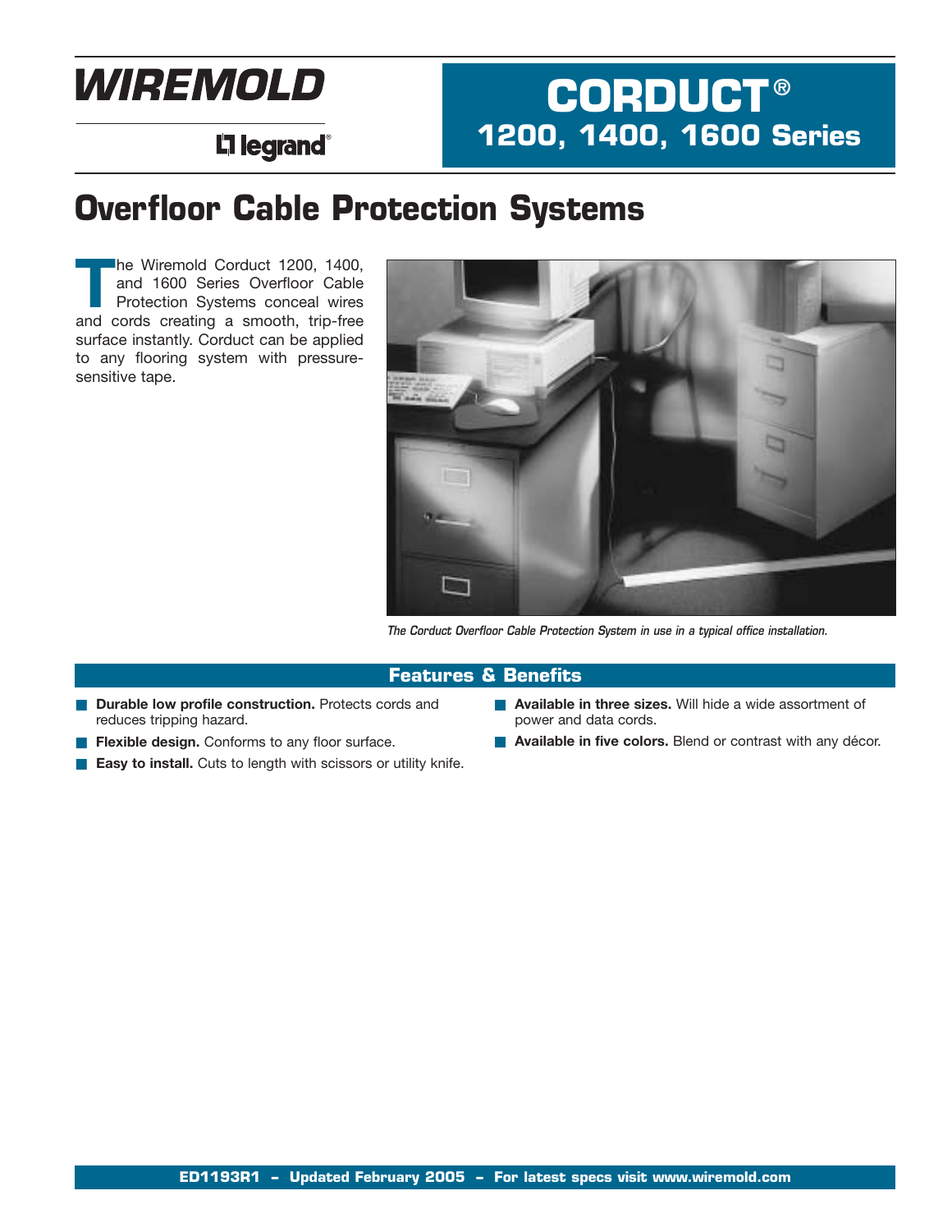# WIREMOLD

legrand

## CORDUCT®
## 1200, 1400, 1600 Series

# Overfloor Cable Protection Systems

The Wiremold Corduct 1200, 1400, and 1600 Series Overfloor Cable Protection Systems conceal wires and cords creating a smooth, trip-free surface instantly. Corduct can be applied to any flooring system with pressure-sensitive tape.

*The Corduct Overfloor Cable Protection System in use in a typical office installation.*

## Features & Benefits

- **Durable low profile construction.** Protects cords and reduces tripping hazard.
- **Flexible design.** Conforms to any floor surface.
- **Easy to install.** Cuts to length with scissors or utility knife.
- **Available in three sizes.** Will hide a wide assortment of power and data cords.
- **Available in five colors.** Blend or contrast with any décor.

**ED1193R1 – Updated February 2005 – For latest specs visit www.wiremold.com**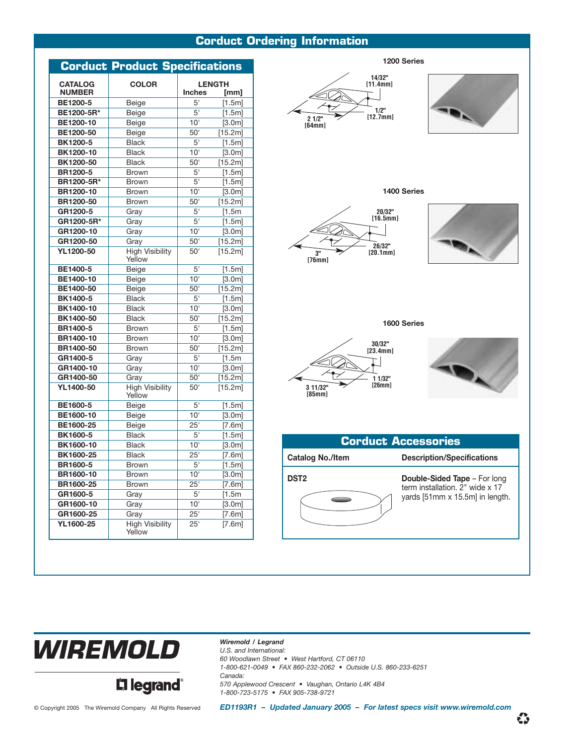# Corduct Ordering Information

## Corduct Product Specifications

| CATALOG NUMBER | COLOR | LENGTH Inches | [mm] |
|---|---|---|---|
| BE1200-5 | Beige | 5' | [1.5m] |
| BE1200-5R* | Beige | 5' | [1.5m] |
| BE1200-10 | Beige | 10' | [3.0m] |
| BE1200-50 | Beige | 50' | [15.2m] |
| BK1200-5 | Black | 5' | [1.5m] |
| BK1200-10 | Black | 10' | [3.0m] |
| BK1200-50 | Black | 50' | [15.2m] |
| BR1200-5 | Brown | 5' | [1.5m] |
| BR1200-5R* | Brown | 5' | [1.5m] |
| BR1200-10 | Brown | 10' | [3.0m] |
| BR1200-50 | Brown | 50' | [15.2m] |
| GR1200-5 | Gray | 5' | [1.5m |
| GR1200-5R* | Gray | 5' | [1.5m] |
| GR1200-10 | Gray | 10' | [3.0m] |
| GR1200-50 | Gray | 50' | [15.2m] |
| YL1200-50 | High Visibility Yellow | 50' | [15.2m] |
| BE1400-5 | Beige | 5' | [1.5m] |
| BE1400-10 | Beige | 10' | [3.0m] |
| BE1400-50 | Beige | 50' | [15.2m] |
| BK1400-5 | Black | 5' | [1.5m] |
| BK1400-10 | Black | 10' | [3.0m] |
| BK1400-50 | Black | 50' | [15.2m] |
| BR1400-5 | Brown | 5' | [1.5m] |
| BR1400-10 | Brown | 10' | [3.0m] |
| BR1400-50 | Brown | 50' | [15.2m] |
| GR1400-5 | Gray | 5' | [1.5m |
| GR1400-10 | Gray | 10' | [3.0m] |
| GR1400-50 | Gray | 50' | [15.2m] |
| YL1400-50 | High Visibility Yellow | 50' | [15.2m] |
| BE1600-5 | Beige | 5' | [1.5m] |
| BE1600-10 | Beige | 10' | [3.0m] |
| BE1600-25 | Beige | 25' | [7.6m] |
| BK1600-5 | Black | 5' | [1.5m] |
| BK1600-10 | Black | 10' | [3.0m] |
| BK1600-25 | Black | 25' | [7.6m] |
| BR1600-5 | Brown | 5' | [1.5m] |
| BR1600-10 | Brown | 10' | [3.0m] |
| BR1600-25 | Brown | 25' | [7.6m] |
| GR1600-5 | Gray | 5' | [1.5m |
| GR1600-10 | Gray | 10' | [3.0m] |
| GR1600-25 | Gray | 25' | [7.6m] |
| YL1600-25 | High Visibility Yellow | 25' | [7.6m] |

**1200 Series**

14/32" [11.4mm]
1/2" [12.7mm]
2 1/2" [64mm]

**1400 Series**

20/32" [16.5mm]
26/32" [20.1mm]
3" [76mm]

**1600 Series**

30/32" [23.4mm]
1 1/32" [26mm]
3 11/32" [85mm]

## Corduct Accessories

| Catalog No./Item | Description/Specifications |
|---|---|
| DST2 | **Double-Sided Tape** – For long term installation. 2" wide x 17 yards [51mm x 15.5m] in length. |

**WIREMOLD**

legrand®

*Wiremold / Legrand*
*U.S. and International:*
*60 Woodlawn Street • West Hartford, CT 06110*
*1-800-621-0049 • FAX 860-232-2062 • Outside U.S. 860-233-6251*
*Canada:*
*570 Applewood Crescent • Vaughan, Ontario L4K 4B4*
*1-800-723-5175 • FAX 905-738-9721*

© Copyright 2005 The Wiremold Company All Rights Reserved

*ED1193R1 – Updated January 2005 – For latest specs visit www.wiremold.com*